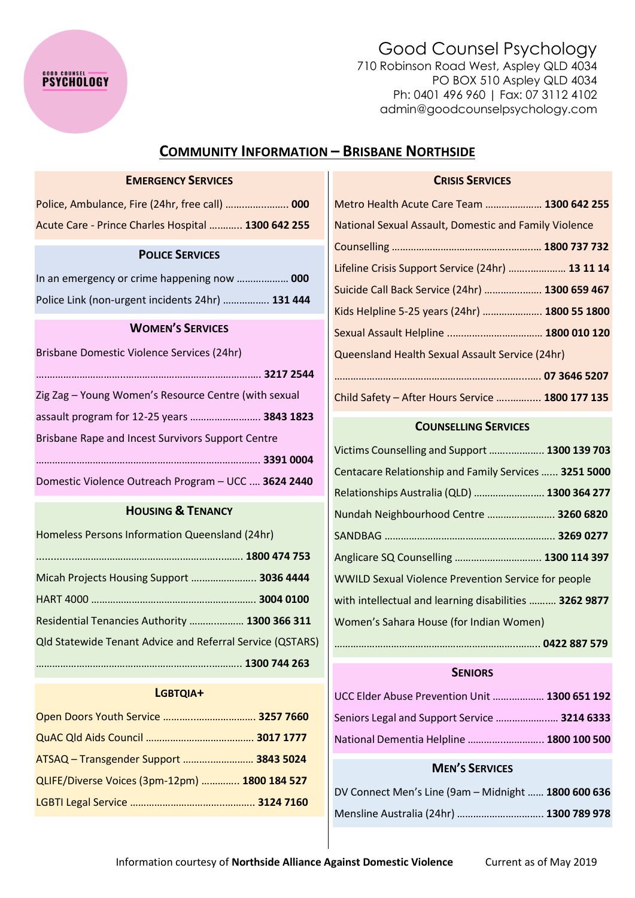Good Counsel Psychology
710 Robinson Road West, Aspley QLD 4034
PO BOX 510 Aspley QLD 4034
Ph: 0401 496 960 | Fax: 07 3112 4102
admin@goodcounselpsychology.com

# COMMUNITY INFORMATION – BRISBANE NORTHSIDE

## EMERGENCY SERVICES

Police, Ambulance, Fire (24hr, free call) ....................... **000**

Acute Care - Prince Charles Hospital ........... **1300 642 255**

## POLICE SERVICES

In an emergency or crime happening now .................. **000**

Police Link (non-urgent incidents 24hr) ................ **131 444**

## WOMEN'S SERVICES

Brisbane Domestic Violence Services (24hr) ................................................................................ **3217 2544**

Zig Zag – Young Women's Resource Centre (with sexual assault program for 12-25 years ......................... **3843 1823**

Brisbane Rape and Incest Survivors Support Centre ................................................................................ **3391 0004**

Domestic Violence Outreach Program – UCC .... **3624 2440**

## HOUSING & TENANCY

Homeless Persons Information Queensland (24hr) ............................................................................ **1800 474 753**

Micah Projects Housing Support ....................... **3036 4444**

HART 4000 ............................................................ **3004 0100**

Residential Tenancies Authority .................... **1300 366 311**

Qld Statewide Tenant Advice and Referral Service (QSTARS) ......................................................................... **1300 744 263**

## LGBTQIA+

Open Doors Youth Service .................................. **3257 7660**

QuAC Qld Aids Council ....................................... **3017 1777**

ATSAQ – Transgender Support .......................... **3843 5024**

QLIFE/Diverse Voices (3pm-12pm) .............. **1800 184 527**

LGBTI Legal Service ............................................. **3124 7160**

## CRISIS SERVICES

Metro Health Acute Care Team ..................... **1300 642 255**

National Sexual Assault, Domestic and Family Violence Counselling ....................................................... **1800 737 732**

Lifeline Crisis Support Service (24hr) .................... **13 11 14**

Suicide Call Back Service (24hr) ..................... **1300 659 467**

Kids Helpline 5-25 years (24hr) ...................... **1800 55 1800**

Sexual Assault Helpline ................................... **1800 010 120**

Queensland Health Sexual Assault Service (24hr) .......................................................................... **07 3646 5207**

Child Safety – After Hours Service ................ **1800 177 135**

## COUNSELLING SERVICES

Victims Counselling and Support ..................... **1300 139 703**

Centacare Relationship and Family Services ...... **3251 5000**

Relationships Australia (QLD) .......................... **1300 364 277**

Nundah Neighbourhood Centre ......................... **3260 6820**

SANDBAG ............................................................. **3269 0277**

Anglicare SQ Counselling ................................ **1300 114 397**

WWILD Sexual Violence Prevention Service for people with intellectual and learning disabilities .......... **3262 9877**

Women's Sahara House (for Indian Women) .......................................................................... **0422 887 579**

## SENIORS

UCC Elder Abuse Prevention Unit ................... **1300 651 192**

Seniors Legal and Support Service ....................... **3214 6333**

National Dementia Helpline ........................... **1800 100 500**

## MEN'S SERVICES

DV Connect Men's Line (9am – Midnight ...... **1800 600 636**

Mensline Australia (24hr) ............................... **1300 789 978**

Information courtesy of **Northside Alliance Against Domestic Violence** Current as of May 2019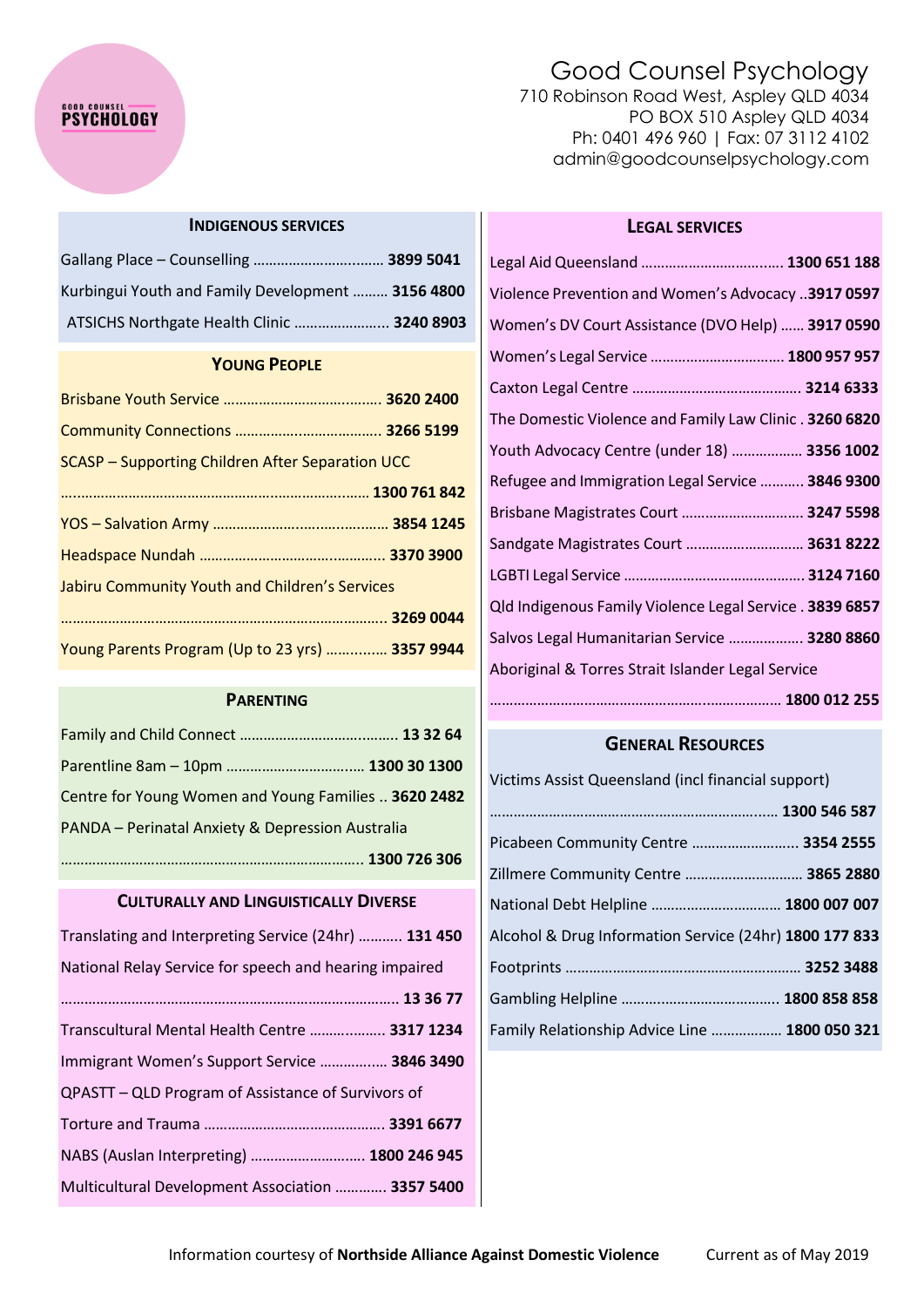# Good Counsel Psychology

710 Robinson Road West, Aspley QLD 4034
PO BOX 510 Aspley QLD 4034
Ph: 0401 496 960 | Fax: 07 3112 4102
admin@goodcounselpsychology.com

## Indigenous Services

- Gallang Place – Counselling ................................ **3899 5041**
- Kurbingui Youth and Family Development ......... **3156 4800**
- ATSICHS Northgate Health Clinic ....................... **3240 8903**

## Young People

- Brisbane Youth Service ........................................ **3620 2400**
- Community Connections ..................................... **3266 5199**
- SCASP – Supporting Children After Separation UCC ........................................................................... **1300 761 842**
- YOS – Salvation Army ........................................... **3854 1245**
- Headspace Nundah .............................................. **3370 3900**
- Jabiru Community Youth and Children's Services ................................................................................. **3269 0044**
- Young Parents Program (Up to 23 yrs) ............... **3357 9944**

## Parenting

- Family and Child Connect ..................................... **13 32 64**
- Parentline 8am – 10pm ................................. **1300 30 1300**
- Centre for Young Women and Young Families .. **3620 2482**
- PANDA – Perinatal Anxiety & Depression Australia ............................................................................ **1300 726 306**

## Culturally and Linguistically Diverse

- Translating and Interpreting Service (24hr) ........... **131 450**
- National Relay Service for speech and hearing impaired ....................................................................... **13 36 77**
- Transcultural Mental Health Centre .................... **3317 1234**
- Immigrant Women's Support Service ................. **3846 3490**
- QPASTT – QLD Program of Assistance of Survivors of Torture and Trauma ............................................. **3391 6677**
- NABS (Auslan Interpreting) ............................ **1800 246 945**
- Multicultural Development Association ............ **3357 5400**

## Legal Services

- Legal Aid Queensland ................................... **1300 651 188**
- Violence Prevention and Women's Advocacy ..**3917 0597**
- Women's DV Court Assistance (DVO Help) ...... **3917 0590**
- Women's Legal Service ................................. **1800 957 957**
- Caxton Legal Centre .......................................... **3214 6333**
- The Domestic Violence and Family Law Clinic . **3260 6820**
- Youth Advocacy Centre (under 18) .................. **3356 1002**
- Refugee and Immigration Legal Service ........... **3846 9300**
- Brisbane Magistrates Court .............................. **3247 5598**
- Sandgate Magistrates Court .............................. **3631 8222**
- LGBTI Legal Service ............................................ **3124 7160**
- Qld Indigenous Family Violence Legal Service . **3839 6857**
- Salvos Legal Humanitarian Service ................... **3280 8860**
- Aboriginal & Torres Strait Islander Legal Service ........................................................................ **1800 012 255**

## General Resources

- Victims Assist Queensland (incl financial support) ....................................................................... **1300 546 587**
- Picabeen Community Centre ........................... **3354 2555**
- Zillmere Community Centre ............................. **3865 2880**
- National Debt Helpline ................................ **1800 007 007**
- Alcohol & Drug Information Service (24hr) **1800 177 833**
- Footprints .......................................................... **3252 3488**
- Gambling Helpline ....................................... **1800 858 858**
- Family Relationship Advice Line ................. **1800 050 321**

Information courtesy of **Northside Alliance Against Domestic Violence**    Current as of May 2019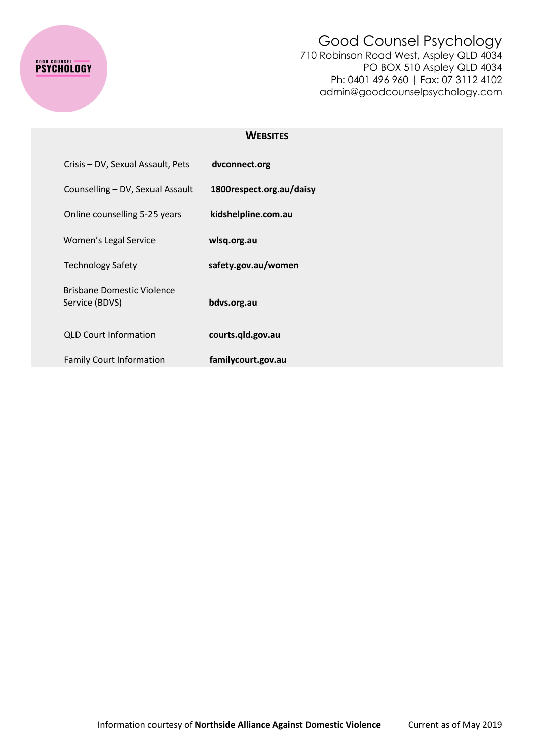# Good Counsel Psychology

710 Robinson Road West, Aspley QLD 4034
PO BOX 510 Aspley QLD 4034
Ph: 0401 496 960 | Fax: 07 3112 4102
admin@goodcounselpsychology.com

## Websites

| | |
|---|---|
| Crisis – DV, Sexual Assault, Pets | **dvconnect.org** |
| Counselling – DV, Sexual Assault | **1800respect.org.au/daisy** |
| Online counselling 5-25 years | **kidshelpline.com.au** |
| Women's Legal Service | **wlsq.org.au** |
| Technology Safety | **safety.gov.au/women** |
| Brisbane Domestic Violence Service (BDVS) | **bdvs.org.au** |
| QLD Court Information | **courts.qld.gov.au** |
| Family Court Information | **familycourt.gov.au** |

Information courtesy of **Northside Alliance Against Domestic Violence** Current as of May 2019